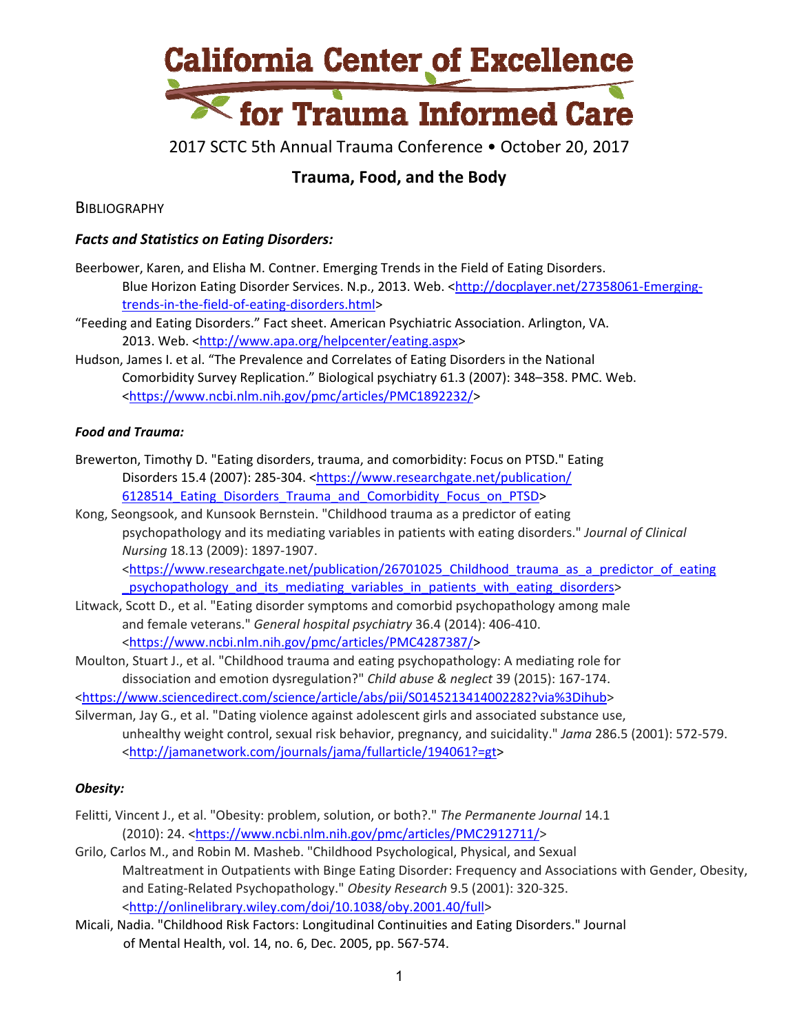# California Center of Excellence for Trauma Informed Care

2017 SCTC 5th Annual Trauma Conference • October 20, 2017

## Trauma, Food, and the Body

BIBLIOGRAPHY

### *Facts and Statistics on Eating Disorders:*

Beerbower, Karen, and Elisha M. Contner. Emerging Trends in the Field of Eating Disorders. Blue Horizon Eating Disorder Services. N.p., 2013. Web. <http://docplayer.net/27358061-Emerging-trends-in-the-field-of-eating-disorders.html>

"Feeding and Eating Disorders." Fact sheet. American Psychiatric Association. Arlington, VA. 2013. Web. <http://www.apa.org/helpcenter/eating.aspx>

Hudson, James I. et al. "The Prevalence and Correlates of Eating Disorders in the National Comorbidity Survey Replication." Biological psychiatry 61.3 (2007): 348–358. PMC. Web. <https://www.ncbi.nlm.nih.gov/pmc/articles/PMC1892232/>

### *Food and Trauma:*

Brewerton, Timothy D. "Eating disorders, trauma, and comorbidity: Focus on PTSD." Eating Disorders 15.4 (2007): 285-304. <https://www.researchgate.net/publication/6128514_Eating_Disorders_Trauma_and_Comorbidity_Focus_on_PTSD>

Kong, Seongsook, and Kunsook Bernstein. "Childhood trauma as a predictor of eating psychopathology and its mediating variables in patients with eating disorders." *Journal of Clinical Nursing* 18.13 (2009): 1897-1907. <https://www.researchgate.net/publication/26701025_Childhood_trauma_as_a_predictor_of_eating_psychopathology_and_its_mediating_variables_in_patients_with_eating_disorders>

Litwack, Scott D., et al. "Eating disorder symptoms and comorbid psychopathology among male and female veterans." *General hospital psychiatry* 36.4 (2014): 406-410. <https://www.ncbi.nlm.nih.gov/pmc/articles/PMC4287387/>

Moulton, Stuart J., et al. "Childhood trauma and eating psychopathology: A mediating role for dissociation and emotion dysregulation?" *Child abuse & neglect* 39 (2015): 167-174. <https://www.sciencedirect.com/science/article/abs/pii/S0145213414002282?via%3Dihub>

Silverman, Jay G., et al. "Dating violence against adolescent girls and associated substance use, unhealthy weight control, sexual risk behavior, pregnancy, and suicidality." *Jama* 286.5 (2001): 572-579. <http://jamanetwork.com/journals/jama/fullarticle/194061?=gt>

### *Obesity:*

Felitti, Vincent J., et al. "Obesity: problem, solution, or both?." *The Permanente Journal* 14.1 (2010): 24. <https://www.ncbi.nlm.nih.gov/pmc/articles/PMC2912711/>

Grilo, Carlos M., and Robin M. Masheb. "Childhood Psychological, Physical, and Sexual Maltreatment in Outpatients with Binge Eating Disorder: Frequency and Associations with Gender, Obesity, and Eating-Related Psychopathology." *Obesity Research* 9.5 (2001): 320-325. <http://onlinelibrary.wiley.com/doi/10.1038/oby.2001.40/full>

Micali, Nadia. "Childhood Risk Factors: Longitudinal Continuities and Eating Disorders." Journal of Mental Health, vol. 14, no. 6, Dec. 2005, pp. 567-574.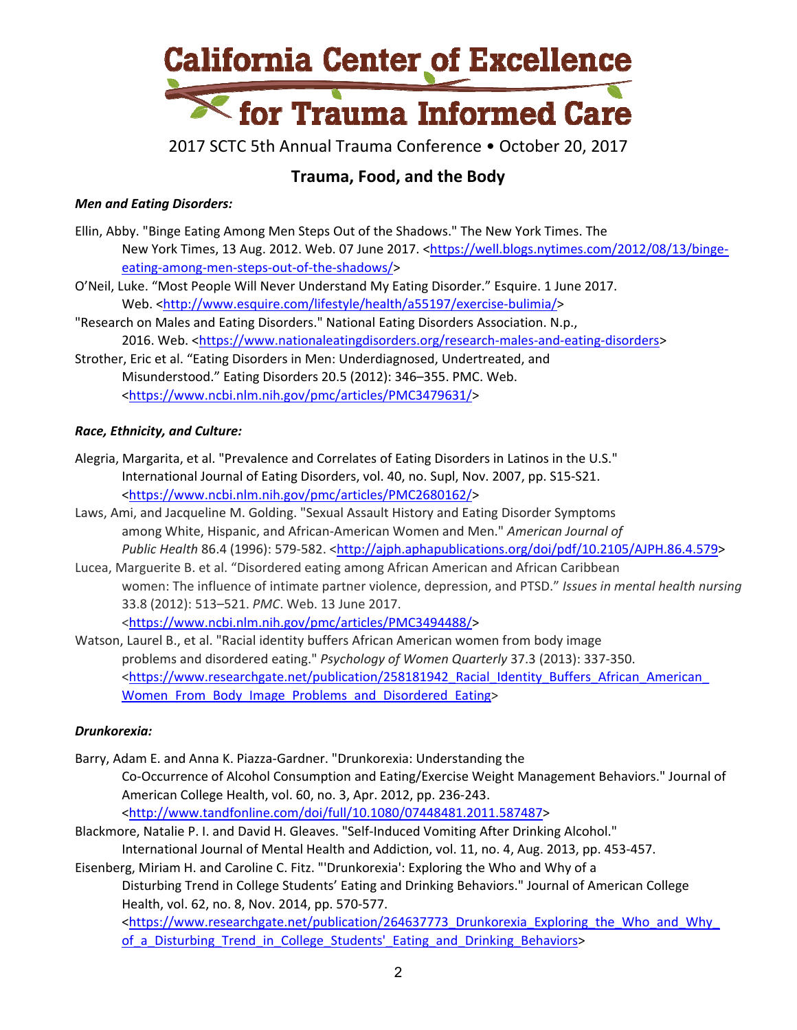# California Center of Excellence for Trauma Informed Care

2017 SCTC 5th Annual Trauma Conference • October 20, 2017

## Trauma, Food, and the Body

***Men and Eating Disorders:***

Ellin, Abby. "Binge Eating Among Men Steps Out of the Shadows." The New York Times. The New York Times, 13 Aug. 2012. Web. 07 June 2017. <https://well.blogs.nytimes.com/2012/08/13/binge-eating-among-men-steps-out-of-the-shadows/>

O'Neil, Luke. "Most People Will Never Understand My Eating Disorder." Esquire. 1 June 2017. Web. <http://www.esquire.com/lifestyle/health/a55197/exercise-bulimia/>

"Research on Males and Eating Disorders." National Eating Disorders Association. N.p., 2016. Web. <https://www.nationaleatingdisorders.org/research-males-and-eating-disorders>

Strother, Eric et al. "Eating Disorders in Men: Underdiagnosed, Undertreated, and Misunderstood." Eating Disorders 20.5 (2012): 346–355. PMC. Web. <https://www.ncbi.nlm.nih.gov/pmc/articles/PMC3479631/>

***Race, Ethnicity, and Culture:***

Alegria, Margarita, et al. "Prevalence and Correlates of Eating Disorders in Latinos in the U.S." International Journal of Eating Disorders, vol. 40, no. Supl, Nov. 2007, pp. S15-S21. <https://www.ncbi.nlm.nih.gov/pmc/articles/PMC2680162/>

Laws, Ami, and Jacqueline M. Golding. "Sexual Assault History and Eating Disorder Symptoms among White, Hispanic, and African-American Women and Men." *American Journal of Public Health* 86.4 (1996): 579-582. <http://ajph.aphapublications.org/doi/pdf/10.2105/AJPH.86.4.579>

Lucea, Marguerite B. et al. "Disordered eating among African American and African Caribbean women: The influence of intimate partner violence, depression, and PTSD." *Issues in mental health nursing* 33.8 (2012): 513–521. *PMC*. Web. 13 June 2017. <https://www.ncbi.nlm.nih.gov/pmc/articles/PMC3494488/>

Watson, Laurel B., et al. "Racial identity buffers African American women from body image problems and disordered eating." *Psychology of Women Quarterly* 37.3 (2013): 337-350. <https://www.researchgate.net/publication/258181942_Racial_Identity_Buffers_African_American_Women_From_Body_Image_Problems_and_Disordered_Eating>

***Drunkorexia:***

Barry, Adam E. and Anna K. Piazza-Gardner. "Drunkorexia: Understanding the Co-Occurrence of Alcohol Consumption and Eating/Exercise Weight Management Behaviors." Journal of American College Health, vol. 60, no. 3, Apr. 2012, pp. 236-243. <http://www.tandfonline.com/doi/full/10.1080/07448481.2011.587487>

Blackmore, Natalie P. I. and David H. Gleaves. "Self-Induced Vomiting After Drinking Alcohol." International Journal of Mental Health and Addiction, vol. 11, no. 4, Aug. 2013, pp. 453-457.

Eisenberg, Miriam H. and Caroline C. Fitz. "'Drunkorexia': Exploring the Who and Why of a Disturbing Trend in College Students' Eating and Drinking Behaviors." Journal of American College Health, vol. 62, no. 8, Nov. 2014, pp. 570-577. <https://www.researchgate.net/publication/264637773_Drunkorexia_Exploring_the_Who_and_Why_of_a_Disturbing_Trend_in_College_Students'_Eating_and_Drinking_Behaviors>